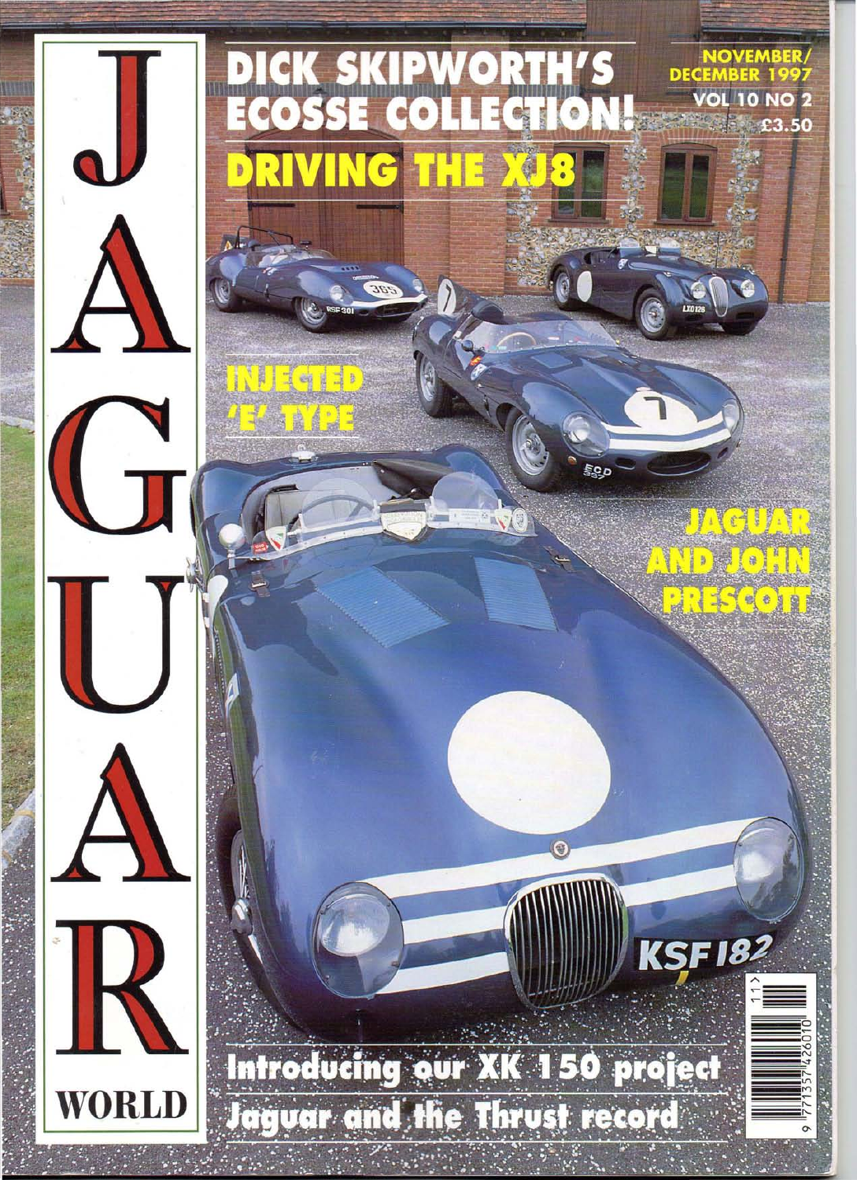# JAGUAR WORLD

NOVEMBER/ DECEMBER 1997

VOL 10 NO 2

£3.50

## DICK SKIPWORTH'S ECOSSE COLLECTION!

## DRIVING THE XJ8

## INJECTED 'E' TYPE

## JAGUAR AND JOHN PRESCOTT

Introducing our XK 150 project

Jaguar and the Thrust record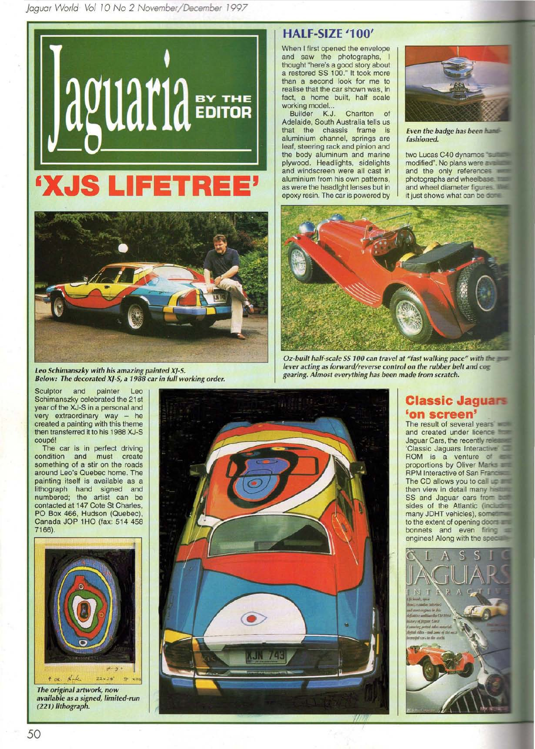# Jaguaria BY THE EDITOR

## 'XJS LIFETREE'

*Leo Schimanszky with his amazing painted XJ-S.*
*Below: The decorated XJ-S, a 1988 car in full working order.*

Sculptor and painter Leo Schimanszky celebrated the 21st year of the XJ-S in a personal and very extraordinary way – he created a painting with this theme then transferred it to his 1988 XJ-S coupé!

The car is in perfect driving condition and must create something of a stir on the roads around Leo's Quebec home. The painting itself is available as a lithograph hand signed and numbered; the artist can be contacted at 147 Cote St Charles, PO Box 466, Hudson (Quebec), Canada J0P 1H0 (fax: 514 458 7166).

*The original artwork, now available as a signed, limited-run (221) lithograph.*

## HALF-SIZE '100'

When I first opened the envelope and saw the photographs, I thought "here's a good story about a restored SS 100." It took more than a second look for me to realise that the car shown was, in fact, a home built, half scale working model...

Builder K.J. Charlton of Adelaide, South Australia tells us that the chassis frame is aluminium channel, springs are leaf, steering rack and pinion and the body aluminum and marine plywood. Headlights, sidelights and windscreen were all cast in aluminium from his own patterns, as were the headlight lenses but in epoxy resin. The car is powered by two Lucas C40 dynamos "suitably modified". No plans were available and the only references were photographs and wheelbase, track and wheel diameter figures. Well, it just shows what can be done.

*Even the badge has been hand-fashioned.*

*Oz-built half-scale SS 100 can travel at "fast walking pace" with the gear lever acting as forward/reverse control on the rubber belt and cog gearing. Almost everything has been made from scratch.*

## Classic Jaguars 'on screen'

The result of several years' work and created under licence from Jaguar Cars, the recently released 'Classic Jaguars Interactive' CD ROM is a venture of epic proportions by Oliver Marks and RPM Interactive of San Francisco. The CD allows you to call up and then view in detail many historic SS and Jaguar cars from both sides of the Atlantic (including many JDHT vehicles), sometimes to the extent of opening doors and bonnets and even firing up engines! Along with the special...